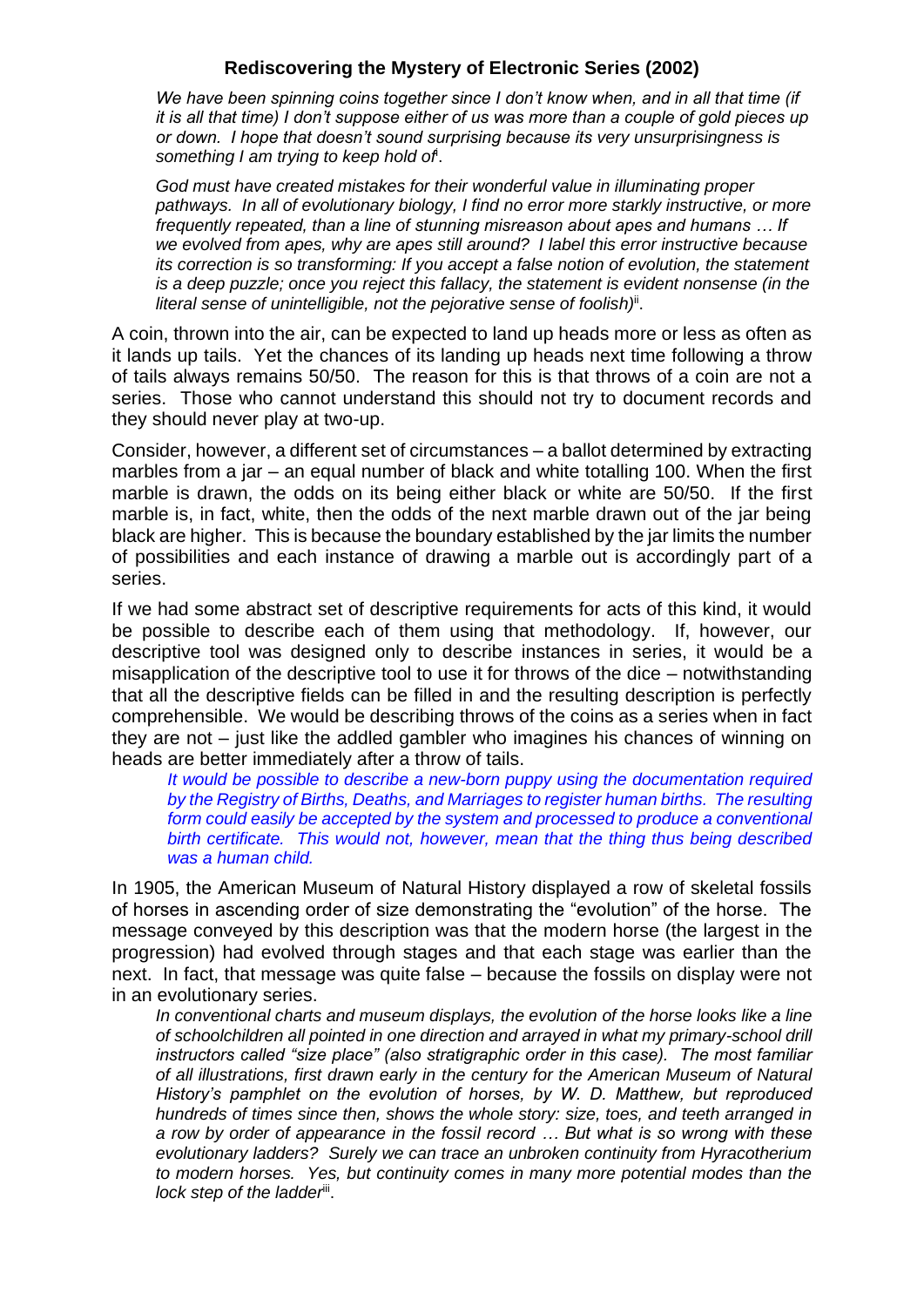## Rediscovering the Mystery of Electronic Series (2002)

> *We have been spinning coins together since I don't know when, and in all that time (if it is all that time) I don't suppose either of us was more than a couple of gold pieces up or down. I hope that doesn't sound surprising because its very unsurprisingness is something I am trying to keep hold of*[i].

> *God must have created mistakes for their wonderful value in illuminating proper pathways. In all of evolutionary biology, I find no error more starkly instructive, or more frequently repeated, than a line of stunning misreason about apes and humans … If we evolved from apes, why are apes still around? I label this error instructive because its correction is so transforming: If you accept a false notion of evolution, the statement is a deep puzzle; once you reject this fallacy, the statement is evident nonsense (in the literal sense of unintelligible, not the pejorative sense of foolish)*[ii].

A coin, thrown into the air, can be expected to land up heads more or less as often as it lands up tails. Yet the chances of its landing up heads next time following a throw of tails always remains 50/50. The reason for this is that throws of a coin are not a series. Those who cannot understand this should not try to document records and they should never play at two-up.

Consider, however, a different set of circumstances – a ballot determined by extracting marbles from a jar – an equal number of black and white totalling 100. When the first marble is drawn, the odds on its being either black or white are 50/50. If the first marble is, in fact, white, then the odds of the next marble drawn out of the jar being black are higher. This is because the boundary established by the jar limits the number of possibilities and each instance of drawing a marble out is accordingly part of a series.

If we had some abstract set of descriptive requirements for acts of this kind, it would be possible to describe each of them using that methodology. If, however, our descriptive tool was designed only to describe instances in series, it would be a misapplication of the descriptive tool to use it for throws of the dice – notwithstanding that all the descriptive fields can be filled in and the resulting description is perfectly comprehensible. We would be describing throws of the coins as a series when in fact they are not – just like the addled gambler who imagines his chances of winning on heads are better immediately after a throw of tails.

> *It would be possible to describe a new-born puppy using the documentation required by the Registry of Births, Deaths, and Marriages to register human births. The resulting form could easily be accepted by the system and processed to produce a conventional birth certificate. This would not, however, mean that the thing thus being described was a human child.*

In 1905, the American Museum of Natural History displayed a row of skeletal fossils of horses in ascending order of size demonstrating the "evolution" of the horse. The message conveyed by this description was that the modern horse (the largest in the progression) had evolved through stages and that each stage was earlier than the next. In fact, that message was quite false – because the fossils on display were not in an evolutionary series.

> *In conventional charts and museum displays, the evolution of the horse looks like a line of schoolchildren all pointed in one direction and arrayed in what my primary-school drill instructors called "size place" (also stratigraphic order in this case). The most familiar of all illustrations, first drawn early in the century for the American Museum of Natural History's pamphlet on the evolution of horses, by W. D. Matthew, but reproduced hundreds of times since then, shows the whole story: size, toes, and teeth arranged in a row by order of appearance in the fossil record … But what is so wrong with these evolutionary ladders? Surely we can trace an unbroken continuity from Hyracotherium to modern horses. Yes, but continuity comes in many more potential modes than the lock step of the ladder*[iii].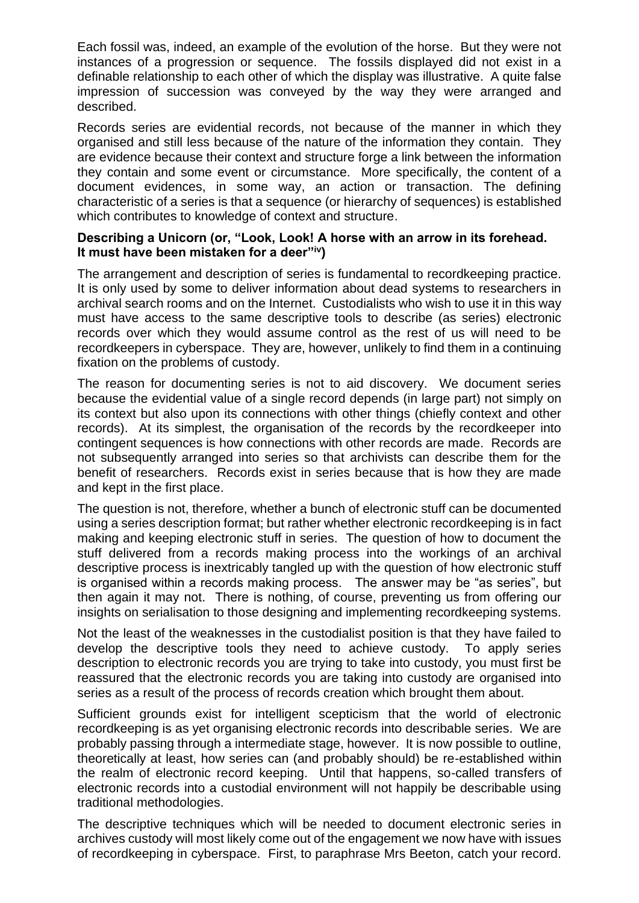Each fossil was, indeed, an example of the evolution of the horse. But they were not instances of a progression or sequence. The fossils displayed did not exist in a definable relationship to each other of which the display was illustrative. A quite false impression of succession was conveyed by the way they were arranged and described.

Records series are evidential records, not because of the manner in which they organised and still less because of the nature of the information they contain. They are evidence because their context and structure forge a link between the information they contain and some event or circumstance. More specifically, the content of a document evidences, in some way, an action or transaction. The defining characteristic of a series is that a sequence (or hierarchy of sequences) is established which contributes to knowledge of context and structure.

**Describing a Unicorn (or, "Look, Look! A horse with an arrow in its forehead. It must have been mistaken for a deer"[iv])**

The arrangement and description of series is fundamental to recordkeeping practice. It is only used by some to deliver information about dead systems to researchers in archival search rooms and on the Internet. Custodialists who wish to use it in this way must have access to the same descriptive tools to describe (as series) electronic records over which they would assume control as the rest of us will need to be recordkeepers in cyberspace. They are, however, unlikely to find them in a continuing fixation on the problems of custody.

The reason for documenting series is not to aid discovery. We document series because the evidential value of a single record depends (in large part) not simply on its context but also upon its connections with other things (chiefly context and other records). At its simplest, the organisation of the records by the recordkeeper into contingent sequences is how connections with other records are made. Records are not subsequently arranged into series so that archivists can describe them for the benefit of researchers. Records exist in series because that is how they are made and kept in the first place.

The question is not, therefore, whether a bunch of electronic stuff can be documented using a series description format; but rather whether electronic recordkeeping is in fact making and keeping electronic stuff in series. The question of how to document the stuff delivered from a records making process into the workings of an archival descriptive process is inextricably tangled up with the question of how electronic stuff is organised within a records making process. The answer may be "as series", but then again it may not. There is nothing, of course, preventing us from offering our insights on serialisation to those designing and implementing recordkeeping systems.

Not the least of the weaknesses in the custodialist position is that they have failed to develop the descriptive tools they need to achieve custody. To apply series description to electronic records you are trying to take into custody, you must first be reassured that the electronic records you are taking into custody are organised into series as a result of the process of records creation which brought them about.

Sufficient grounds exist for intelligent scepticism that the world of electronic recordkeeping is as yet organising electronic records into describable series. We are probably passing through a intermediate stage, however. It is now possible to outline, theoretically at least, how series can (and probably should) be re-established within the realm of electronic record keeping. Until that happens, so-called transfers of electronic records into a custodial environment will not happily be describable using traditional methodologies.

The descriptive techniques which will be needed to document electronic series in archives custody will most likely come out of the engagement we now have with issues of recordkeeping in cyberspace. First, to paraphrase Mrs Beeton, catch your record.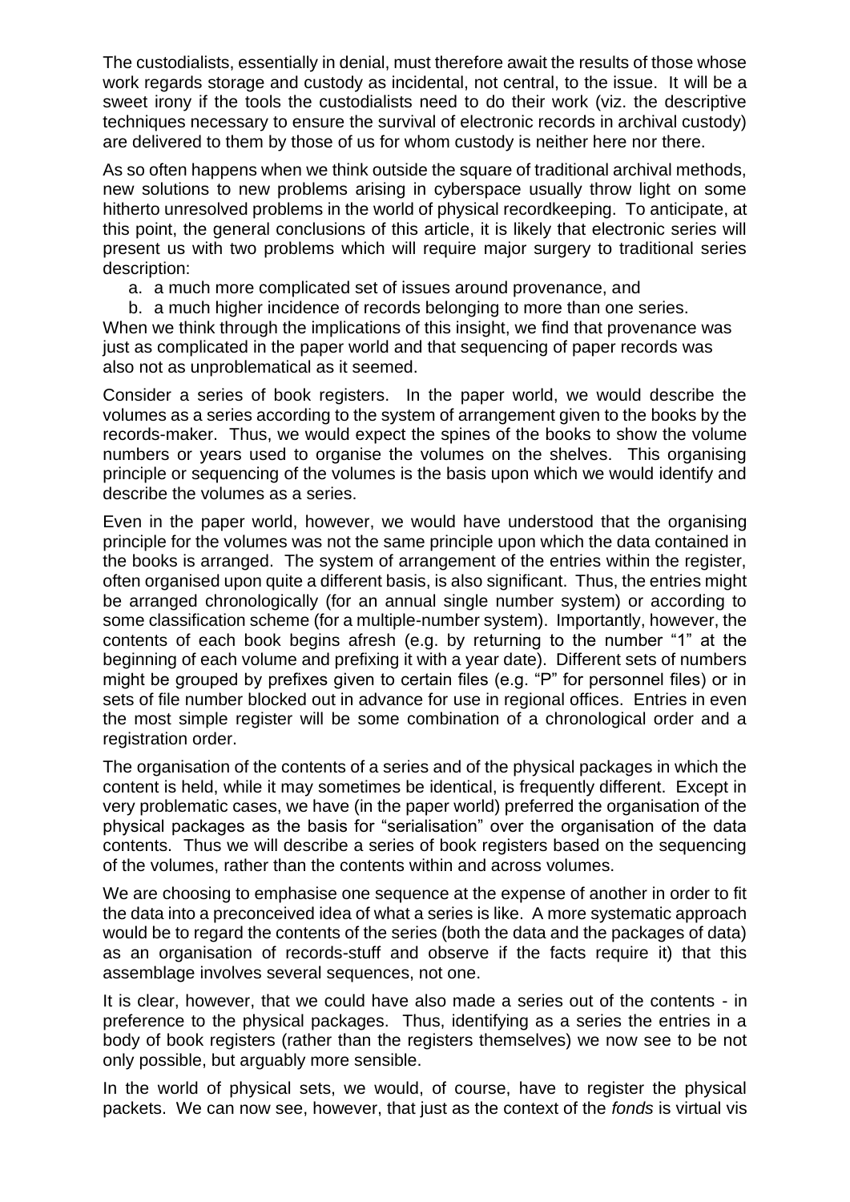The custodialists, essentially in denial, must therefore await the results of those whose work regards storage and custody as incidental, not central, to the issue. It will be a sweet irony if the tools the custodialists need to do their work (viz. the descriptive techniques necessary to ensure the survival of electronic records in archival custody) are delivered to them by those of us for whom custody is neither here nor there.

As so often happens when we think outside the square of traditional archival methods, new solutions to new problems arising in cyberspace usually throw light on some hitherto unresolved problems in the world of physical recordkeeping. To anticipate, at this point, the general conclusions of this article, it is likely that electronic series will present us with two problems which will require major surgery to traditional series description:

a. a much more complicated set of issues around provenance, and
b. a much higher incidence of records belonging to more than one series.

When we think through the implications of this insight, we find that provenance was just as complicated in the paper world and that sequencing of paper records was also not as unproblematical as it seemed.

Consider a series of book registers. In the paper world, we would describe the volumes as a series according to the system of arrangement given to the books by the records-maker. Thus, we would expect the spines of the books to show the volume numbers or years used to organise the volumes on the shelves. This organising principle or sequencing of the volumes is the basis upon which we would identify and describe the volumes as a series.

Even in the paper world, however, we would have understood that the organising principle for the volumes was not the same principle upon which the data contained in the books is arranged. The system of arrangement of the entries within the register, often organised upon quite a different basis, is also significant. Thus, the entries might be arranged chronologically (for an annual single number system) or according to some classification scheme (for a multiple-number system). Importantly, however, the contents of each book begins afresh (e.g. by returning to the number "1" at the beginning of each volume and prefixing it with a year date). Different sets of numbers might be grouped by prefixes given to certain files (e.g. "P" for personnel files) or in sets of file number blocked out in advance for use in regional offices. Entries in even the most simple register will be some combination of a chronological order and a registration order.

The organisation of the contents of a series and of the physical packages in which the content is held, while it may sometimes be identical, is frequently different. Except in very problematic cases, we have (in the paper world) preferred the organisation of the physical packages as the basis for "serialisation" over the organisation of the data contents. Thus we will describe a series of book registers based on the sequencing of the volumes, rather than the contents within and across volumes.

We are choosing to emphasise one sequence at the expense of another in order to fit the data into a preconceived idea of what a series is like. A more systematic approach would be to regard the contents of the series (both the data and the packages of data) as an organisation of records-stuff and observe if the facts require it) that this assemblage involves several sequences, not one.

It is clear, however, that we could have also made a series out of the contents - in preference to the physical packages. Thus, identifying as a series the entries in a body of book registers (rather than the registers themselves) we now see to be not only possible, but arguably more sensible.

In the world of physical sets, we would, of course, have to register the physical packets. We can now see, however, that just as the context of the *fonds* is virtual vis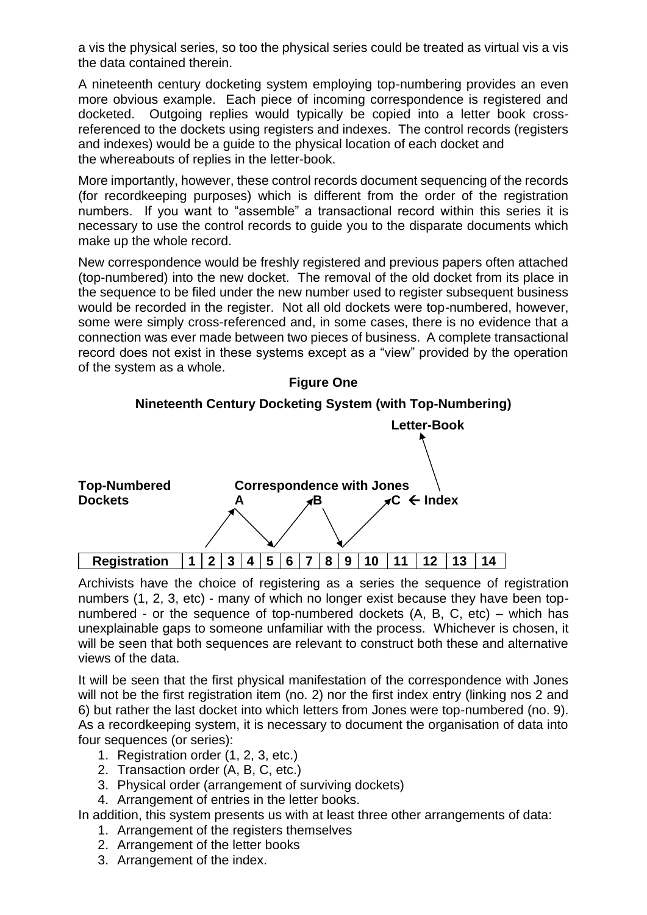a vis the physical series, so too the physical series could be treated as virtual vis a vis the data contained therein.

A nineteenth century docketing system employing top-numbering provides an even more obvious example. Each piece of incoming correspondence is registered and docketed. Outgoing replies would typically be copied into a letter book cross-referenced to the dockets using registers and indexes. The control records (registers and indexes) would be a guide to the physical location of each docket and the whereabouts of replies in the letter-book.

More importantly, however, these control records document sequencing of the records (for recordkeeping purposes) which is different from the order of the registration numbers. If you want to "assemble" a transactional record within this series it is necessary to use the control records to guide you to the disparate documents which make up the whole record.

New correspondence would be freshly registered and previous papers often attached (top-numbered) into the new docket. The removal of the old docket from its place in the sequence to be filed under the new number used to register subsequent business would be recorded in the register. Not all old dockets were top-numbered, however, some were simply cross-referenced and, in some cases, there is no evidence that a connection was ever made between two pieces of business. A complete transactional record does not exist in these systems except as a "view" provided by the operation of the system as a whole.

**Figure One**

**Nineteenth Century Docketing System (with Top-Numbering)**

**Letter-Book**

**Top-Numbered Dockets** — **Correspondence with Jones**: **A**, **B**, **C** ← **Index**

| Registration | 1 | 2 | 3 | 4 | 5 | 6 | 7 | 8 | 9 | 10 | 11 | 12 | 13 | 14 |
|---|---|---|---|---|---|---|---|---|---|---|---|---|---|---|

Archivists have the choice of registering as a series the sequence of registration numbers (1, 2, 3, etc) - many of which no longer exist because they have been top-numbered - or the sequence of top-numbered dockets (A, B, C, etc) – which has unexplainable gaps to someone unfamiliar with the process. Whichever is chosen, it will be seen that both sequences are relevant to construct both these and alternative views of the data.

It will be seen that the first physical manifestation of the correspondence with Jones will not be the first registration item (no. 2) nor the first index entry (linking nos 2 and 6) but rather the last docket into which letters from Jones were top-numbered (no. 9). As a recordkeeping system, it is necessary to document the organisation of data into four sequences (or series):

1. Registration order (1, 2, 3, etc.)
2. Transaction order (A, B, C, etc.)
3. Physical order (arrangement of surviving dockets)
4. Arrangement of entries in the letter books.

In addition, this system presents us with at least three other arrangements of data:

1. Arrangement of the registers themselves
2. Arrangement of the letter books
3. Arrangement of the index.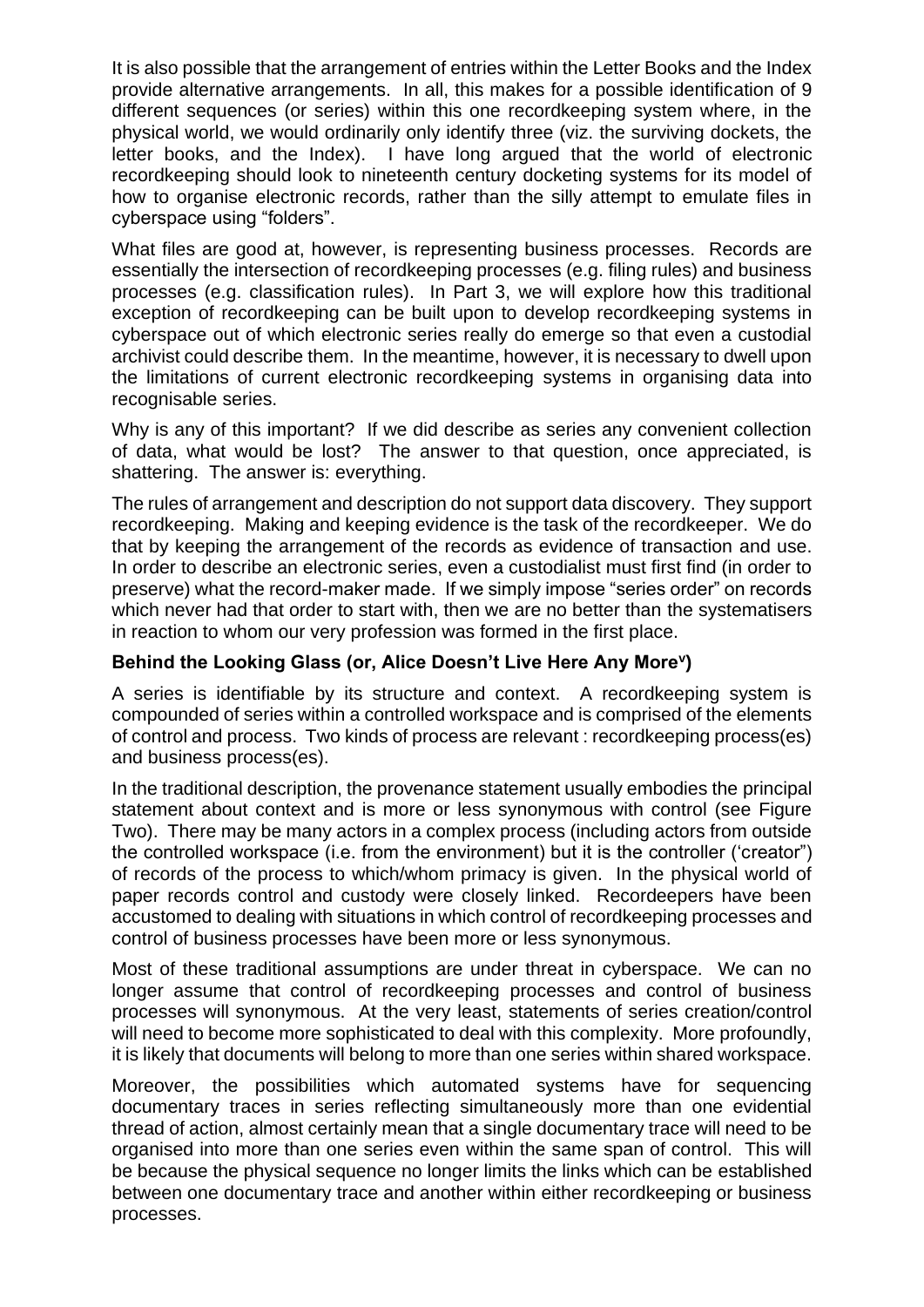It is also possible that the arrangement of entries within the Letter Books and the Index provide alternative arrangements. In all, this makes for a possible identification of 9 different sequences (or series) within this one recordkeeping system where, in the physical world, we would ordinarily only identify three (viz. the surviving dockets, the letter books, and the Index). I have long argued that the world of electronic recordkeeping should look to nineteenth century docketing systems for its model of how to organise electronic records, rather than the silly attempt to emulate files in cyberspace using "folders".

What files are good at, however, is representing business processes. Records are essentially the intersection of recordkeeping processes (e.g. filing rules) and business processes (e.g. classification rules). In Part 3, we will explore how this traditional exception of recordkeeping can be built upon to develop recordkeeping systems in cyberspace out of which electronic series really do emerge so that even a custodial archivist could describe them. In the meantime, however, it is necessary to dwell upon the limitations of current electronic recordkeeping systems in organising data into recognisable series.

Why is any of this important? If we did describe as series any convenient collection of data, what would be lost? The answer to that question, once appreciated, is shattering. The answer is: everything.

The rules of arrangement and description do not support data discovery. They support recordkeeping. Making and keeping evidence is the task of the recordkeeper. We do that by keeping the arrangement of the records as evidence of transaction and use. In order to describe an electronic series, even a custodialist must first find (in order to preserve) what the record-maker made. If we simply impose "series order" on records which never had that order to start with, then we are no better than the systematisers in reaction to whom our very profession was formed in the first place.

### Behind the Looking Glass (or, Alice Doesn't Live Here Any More[v])

A series is identifiable by its structure and context. A recordkeeping system is compounded of series within a controlled workspace and is comprised of the elements of control and process. Two kinds of process are relevant : recordkeeping process(es) and business process(es).

In the traditional description, the provenance statement usually embodies the principal statement about context and is more or less synonymous with control (see Figure Two). There may be many actors in a complex process (including actors from outside the controlled workspace (i.e. from the environment) but it is the controller ('creator") of records of the process to which/whom primacy is given. In the physical world of paper records control and custody were closely linked. Recordeepers have been accustomed to dealing with situations in which control of recordkeeping processes and control of business processes have been more or less synonymous.

Most of these traditional assumptions are under threat in cyberspace. We can no longer assume that control of recordkeeping processes and control of business processes will synonymous. At the very least, statements of series creation/control will need to become more sophisticated to deal with this complexity. More profoundly, it is likely that documents will belong to more than one series within shared workspace.

Moreover, the possibilities which automated systems have for sequencing documentary traces in series reflecting simultaneously more than one evidential thread of action, almost certainly mean that a single documentary trace will need to be organised into more than one series even within the same span of control. This will be because the physical sequence no longer limits the links which can be established between one documentary trace and another within either recordkeeping or business processes.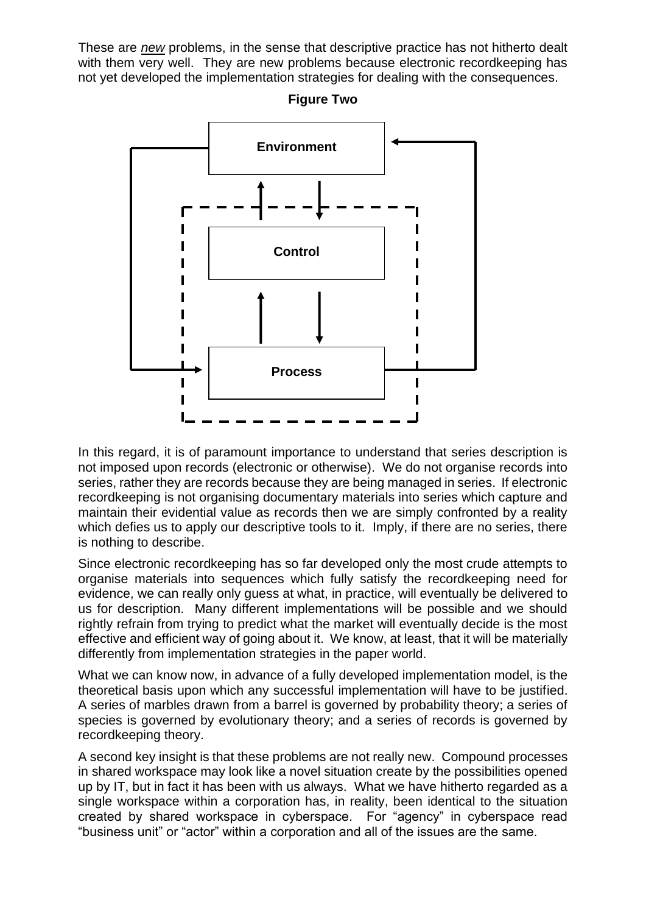These are *new* problems, in the sense that descriptive practice has not hitherto dealt with them very well. They are new problems because electronic recordkeeping has not yet developed the implementation strategies for dealing with the consequences.

**Figure Two**

In this regard, it is of paramount importance to understand that series description is not imposed upon records (electronic or otherwise). We do not organise records into series, rather they are records because they are being managed in series. If electronic recordkeeping is not organising documentary materials into series which capture and maintain their evidential value as records then we are simply confronted by a reality which defies us to apply our descriptive tools to it. Imply, if there are no series, there is nothing to describe.

Since electronic recordkeeping has so far developed only the most crude attempts to organise materials into sequences which fully satisfy the recordkeeping need for evidence, we can really only guess at what, in practice, will eventually be delivered to us for description. Many different implementations will be possible and we should rightly refrain from trying to predict what the market will eventually decide is the most effective and efficient way of going about it. We know, at least, that it will be materially differently from implementation strategies in the paper world.

What we can know now, in advance of a fully developed implementation model, is the theoretical basis upon which any successful implementation will have to be justified. A series of marbles drawn from a barrel is governed by probability theory; a series of species is governed by evolutionary theory; and a series of records is governed by recordkeeping theory.

A second key insight is that these problems are not really new. Compound processes in shared workspace may look like a novel situation create by the possibilities opened up by IT, but in fact it has been with us always. What we have hitherto regarded as a single workspace within a corporation has, in reality, been identical to the situation created by shared workspace in cyberspace. For "agency" in cyberspace read "business unit" or "actor" within a corporation and all of the issues are the same.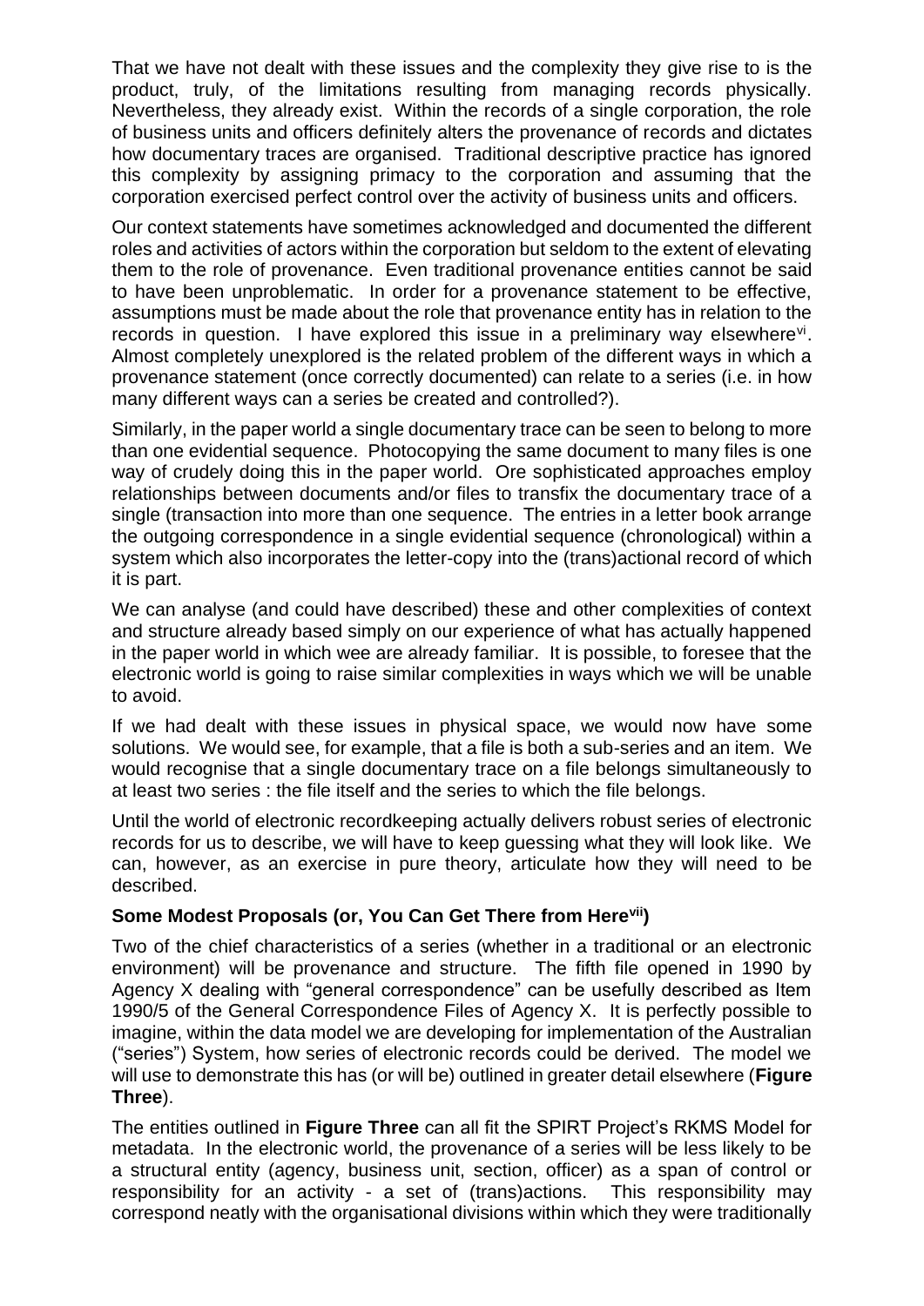That we have not dealt with these issues and the complexity they give rise to is the product, truly, of the limitations resulting from managing records physically. Nevertheless, they already exist. Within the records of a single corporation, the role of business units and officers definitely alters the provenance of records and dictates how documentary traces are organised. Traditional descriptive practice has ignored this complexity by assigning primacy to the corporation and assuming that the corporation exercised perfect control over the activity of business units and officers.

Our context statements have sometimes acknowledged and documented the different roles and activities of actors within the corporation but seldom to the extent of elevating them to the role of provenance. Even traditional provenance entities cannot be said to have been unproblematic. In order for a provenance statement to be effective, assumptions must be made about the role that provenance entity has in relation to the records in question. I have explored this issue in a preliminary way elsewhere[vi]. Almost completely unexplored is the related problem of the different ways in which a provenance statement (once correctly documented) can relate to a series (i.e. in how many different ways can a series be created and controlled?).

Similarly, in the paper world a single documentary trace can be seen to belong to more than one evidential sequence. Photocopying the same document to many files is one way of crudely doing this in the paper world. Ore sophisticated approaches employ relationships between documents and/or files to transfix the documentary trace of a single (transaction into more than one sequence. The entries in a letter book arrange the outgoing correspondence in a single evidential sequence (chronological) within a system which also incorporates the letter-copy into the (trans)actional record of which it is part.

We can analyse (and could have described) these and other complexities of context and structure already based simply on our experience of what has actually happened in the paper world in which wee are already familiar. It is possible, to foresee that the electronic world is going to raise similar complexities in ways which we will be unable to avoid.

If we had dealt with these issues in physical space, we would now have some solutions. We would see, for example, that a file is both a sub-series and an item. We would recognise that a single documentary trace on a file belongs simultaneously to at least two series : the file itself and the series to which the file belongs.

Until the world of electronic recordkeeping actually delivers robust series of electronic records for us to describe, we will have to keep guessing what they will look like. We can, however, as an exercise in pure theory, articulate how they will need to be described.

## Some Modest Proposals (or, You Can Get There from Here[vii])

Two of the chief characteristics of a series (whether in a traditional or an electronic environment) will be provenance and structure. The fifth file opened in 1990 by Agency X dealing with "general correspondence" can be usefully described as Item 1990/5 of the General Correspondence Files of Agency X. It is perfectly possible to imagine, within the data model we are developing for implementation of the Australian ("series") System, how series of electronic records could be derived. The model we will use to demonstrate this has (or will be) outlined in greater detail elsewhere (**Figure Three**).

The entities outlined in **Figure Three** can all fit the SPIRT Project's RKMS Model for metadata. In the electronic world, the provenance of a series will be less likely to be a structural entity (agency, business unit, section, officer) as a span of control or responsibility for an activity - a set of (trans)actions. This responsibility may correspond neatly with the organisational divisions within which they were traditionally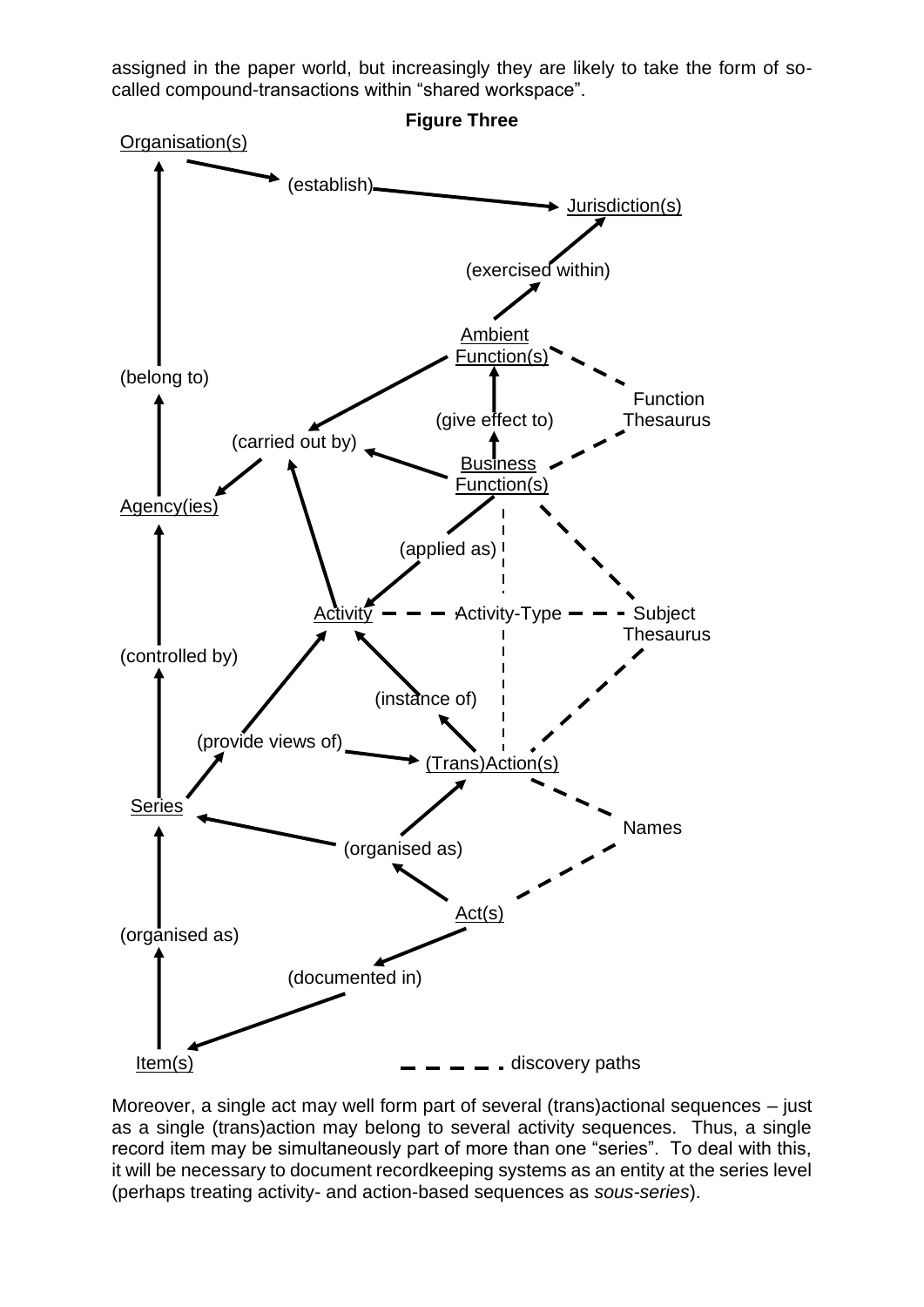assigned in the paper world, but increasingly they are likely to take the form of so-called compound-transactions within "shared workspace".

**Figure Three**

Moreover, a single act may well form part of several (trans)actional sequences – just as a single (trans)action may belong to several activity sequences. Thus, a single record item may be simultaneously part of more than one "series". To deal with this, it will be necessary to document recordkeeping systems as an entity at the series level (perhaps treating activity- and action-based sequences as *sous-series*).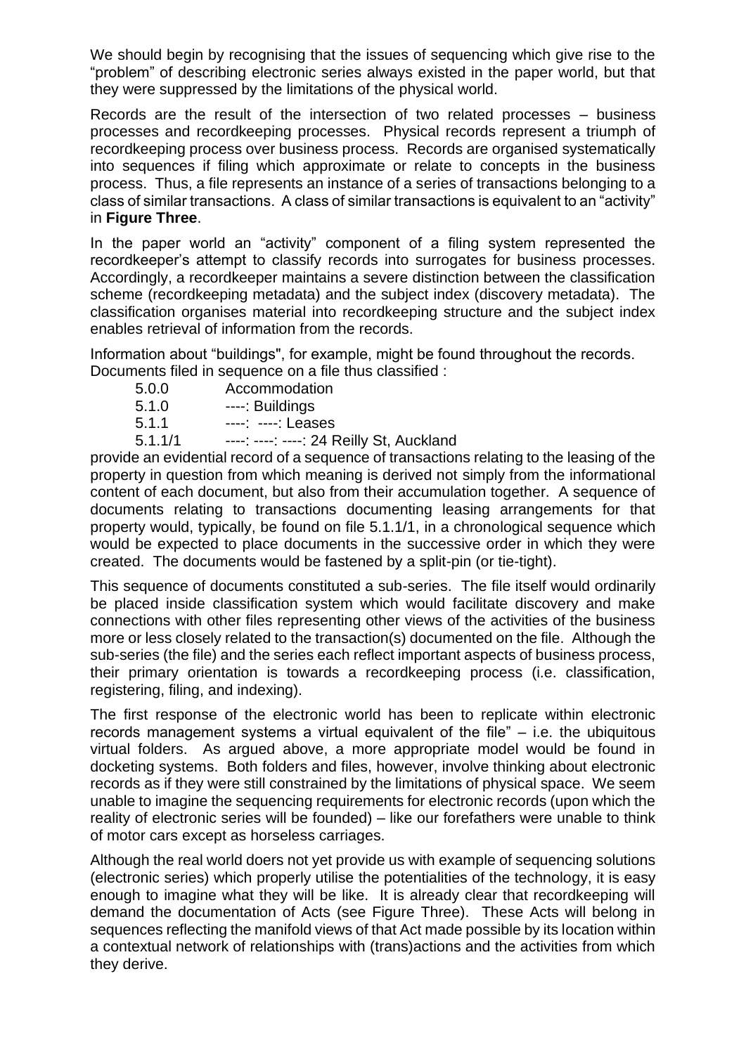We should begin by recognising that the issues of sequencing which give rise to the "problem" of describing electronic series always existed in the paper world, but that they were suppressed by the limitations of the physical world.

Records are the result of the intersection of two related processes – business processes and recordkeeping processes. Physical records represent a triumph of recordkeeping process over business process. Records are organised systematically into sequences if filing which approximate or relate to concepts in the business process. Thus, a file represents an instance of a series of transactions belonging to a class of similar transactions. A class of similar transactions is equivalent to an "activity" in **Figure Three**.

In the paper world an "activity" component of a filing system represented the recordkeeper's attempt to classify records into surrogates for business processes. Accordingly, a recordkeeper maintains a severe distinction between the classification scheme (recordkeeping metadata) and the subject index (discovery metadata). The classification organises material into recordkeeping structure and the subject index enables retrieval of information from the records.

Information about "buildings", for example, might be found throughout the records. Documents filed in sequence on a file thus classified :

| | |
|---|---|
| 5.0.0 | Accommodation |
| 5.1.0 | ----: Buildings |
| 5.1.1 | ----: ----: Leases |
| 5.1.1/1 | ----: ----: ----: 24 Reilly St, Auckland |

provide an evidential record of a sequence of transactions relating to the leasing of the property in question from which meaning is derived not simply from the informational content of each document, but also from their accumulation together. A sequence of documents relating to transactions documenting leasing arrangements for that property would, typically, be found on file 5.1.1/1, in a chronological sequence which would be expected to place documents in the successive order in which they were created. The documents would be fastened by a split-pin (or tie-tight).

This sequence of documents constituted a sub-series. The file itself would ordinarily be placed inside classification system which would facilitate discovery and make connections with other files representing other views of the activities of the business more or less closely related to the transaction(s) documented on the file. Although the sub-series (the file) and the series each reflect important aspects of business process, their primary orientation is towards a recordkeeping process (i.e. classification, registering, filing, and indexing).

The first response of the electronic world has been to replicate within electronic records management systems a virtual equivalent of the file" – i.e. the ubiquitous virtual folders. As argued above, a more appropriate model would be found in docketing systems. Both folders and files, however, involve thinking about electronic records as if they were still constrained by the limitations of physical space. We seem unable to imagine the sequencing requirements for electronic records (upon which the reality of electronic series will be founded) – like our forefathers were unable to think of motor cars except as horseless carriages.

Although the real world doers not yet provide us with example of sequencing solutions (electronic series) which properly utilise the potentialities of the technology, it is easy enough to imagine what they will be like. It is already clear that recordkeeping will demand the documentation of Acts (see Figure Three). These Acts will belong in sequences reflecting the manifold views of that Act made possible by its location within a contextual network of relationships with (trans)actions and the activities from which they derive.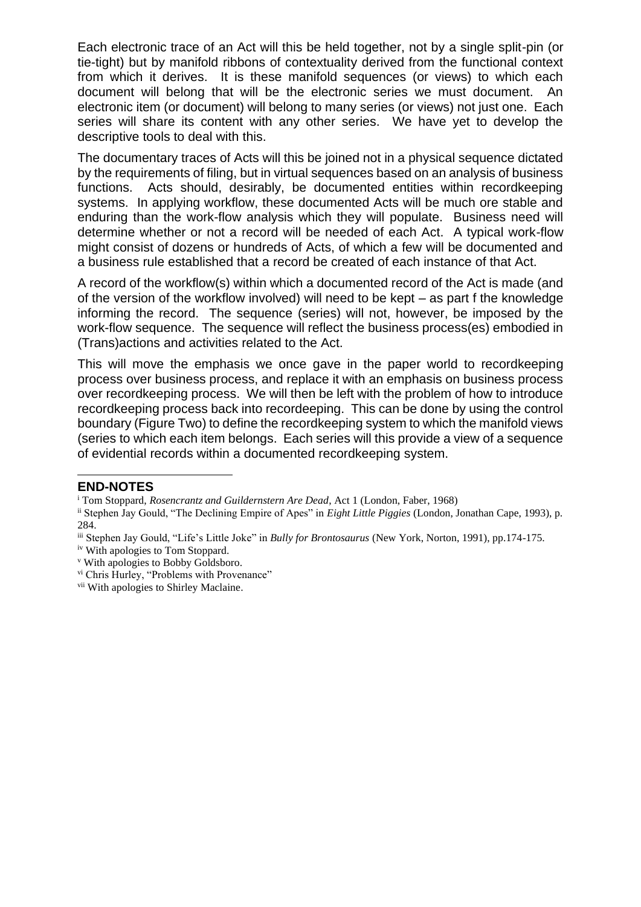Each electronic trace of an Act will this be held together, not by a single split-pin (or tie-tight) but by manifold ribbons of contextuality derived from the functional context from which it derives. It is these manifold sequences (or views) to which each document will belong that will be the electronic series we must document. An electronic item (or document) will belong to many series (or views) not just one. Each series will share its content with any other series. We have yet to develop the descriptive tools to deal with this.

The documentary traces of Acts will this be joined not in a physical sequence dictated by the requirements of filing, but in virtual sequences based on an analysis of business functions. Acts should, desirably, be documented entities within recordkeeping systems. In applying workflow, these documented Acts will be much ore stable and enduring than the work-flow analysis which they will populate. Business need will determine whether or not a record will be needed of each Act. A typical work-flow might consist of dozens or hundreds of Acts, of which a few will be documented and a business rule established that a record be created of each instance of that Act.

A record of the workflow(s) within which a documented record of the Act is made (and of the version of the workflow involved) will need to be kept – as part f the knowledge informing the record. The sequence (series) will not, however, be imposed by the work-flow sequence. The sequence will reflect the business process(es) embodied in (Trans)actions and activities related to the Act.

This will move the emphasis we once gave in the paper world to recordkeeping process over business process, and replace it with an emphasis on business process over recordkeeping process. We will then be left with the problem of how to introduce recordkeeping process back into recordeeping. This can be done by using the control boundary (Figure Two) to define the recordkeeping system to which the manifold views (series to which each item belongs. Each series will this provide a view of a sequence of evidential records within a documented recordkeeping system.

## END-NOTES

[i] Tom Stoppard, *Rosencrantz and Guildernstern Are Dead*, Act 1 (London, Faber, 1968)

[ii] Stephen Jay Gould, "The Declining Empire of Apes" in *Eight Little Piggies* (London, Jonathan Cape, 1993), p. 284.

[iii] Stephen Jay Gould, "Life's Little Joke" in *Bully for Brontosaurus* (New York, Norton, 1991), pp.174-175.

[iv] With apologies to Tom Stoppard.

[v] With apologies to Bobby Goldsboro.

[vi] Chris Hurley, "Problems with Provenance"

[vii] With apologies to Shirley Maclaine.